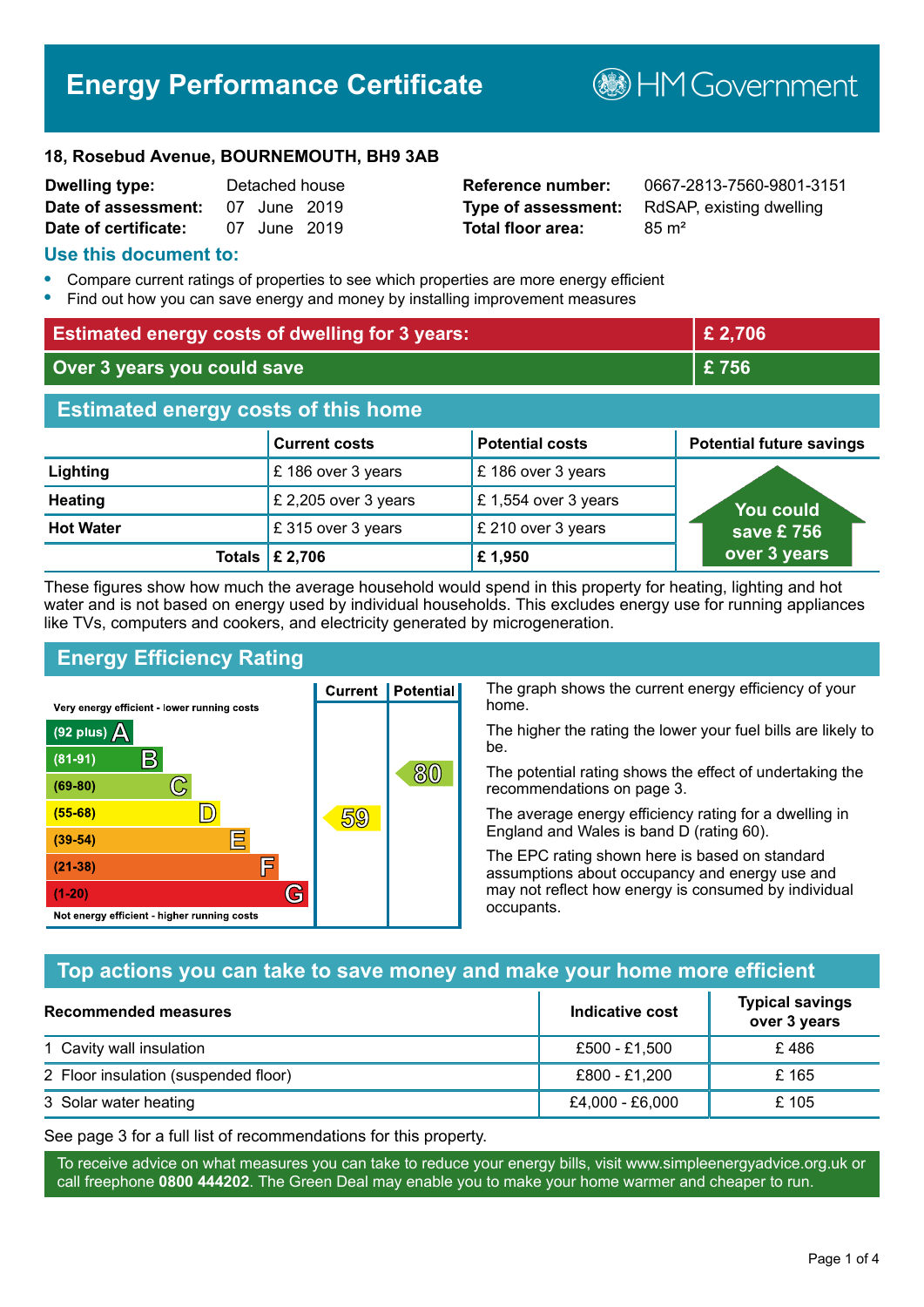# Energy Performance Certificate

HM Government

**18, Rosebud Avenue, BOURNEMOUTH, BH9 3AB**

| | | | |
|---|---|---|---|
| **Dwelling type:** | Detached house | **Reference number:** | 0667-2813-7560-9801-3151 |
| **Date of assessment:** | 07 June 2019 | **Type of assessment:** | RdSAP, existing dwelling |
| **Date of certificate:** | 07 June 2019 | **Total floor area:** | 85 m² |

## Use this document to:

- Compare current ratings of properties to see which properties are more energy efficient
- Find out how you can save energy and money by installing improvement measures

| | |
|---|---|
| **Estimated energy costs of dwelling for 3 years:** | **£ 2,706** |
| **Over 3 years you could save** | **£ 756** |

## Estimated energy costs of this home

| | Current costs | Potential costs | Potential future savings |
|---|---|---|---|
| **Lighting** | £ 186 over 3 years | £ 186 over 3 years | You could save £ 756 over 3 years |
| **Heating** | £ 2,205 over 3 years | £ 1,554 over 3 years | |
| **Hot Water** | £ 315 over 3 years | £ 210 over 3 years | |
| **Totals** | **£ 2,706** | **£ 1,950** | |

These figures show how much the average household would spend in this property for heating, lighting and hot water and is not based on energy used by individual households. This excludes energy use for running appliances like TVs, computers and cookers, and electricity generated by microgeneration.

## Energy Efficiency Rating

| Rating | Current | Potential |
|---|---|---|
| Very energy efficient - lower running costs | | |
| (92 plus) A | | |
| (81-91) B | | |
| (69-80) C | | 80 |
| (55-68) D | 59 | |
| (39-54) E | | |
| (21-38) F | | |
| (1-20) G | | |
| Not energy efficient - higher running costs | | |

The graph shows the current energy efficiency of your home.

The higher the rating the lower your fuel bills are likely to be.

The potential rating shows the effect of undertaking the recommendations on page 3.

The average energy efficiency rating for a dwelling in England and Wales is band D (rating 60).

The EPC rating shown here is based on standard assumptions about occupancy and energy use and may not reflect how energy is consumed by individual occupants.

## Top actions you can take to save money and make your home more efficient

| Recommended measures | Indicative cost | Typical savings over 3 years |
|---|---|---|
| 1 Cavity wall insulation | £500 - £1,500 | £ 486 |
| 2 Floor insulation (suspended floor) | £800 - £1,200 | £ 165 |
| 3 Solar water heating | £4,000 - £6,000 | £ 105 |

See page 3 for a full list of recommendations for this property.

To receive advice on what measures you can take to reduce your energy bills, visit www.simpleenergyadvice.org.uk or call freephone **0800 444202**. The Green Deal may enable you to make your home warmer and cheaper to run.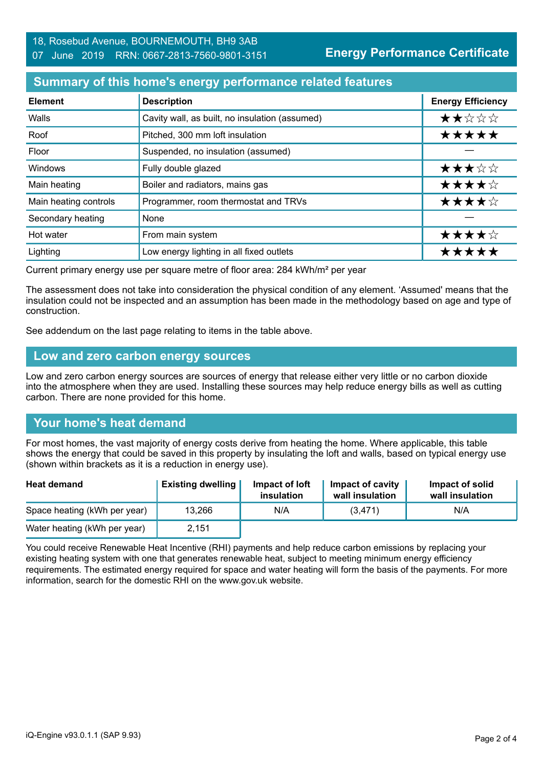18, Rosebud Avenue, BOURNEMOUTH, BH9 3AB
07 June 2019 RRN: 0667-2813-7560-9801-3151

**Energy Performance Certificate**

## Summary of this home's energy performance related features

| Element | Description | Energy Efficiency |
|---|---|---|
| Walls | Cavity wall, as built, no insulation (assumed) | ★★☆☆☆ |
| Roof | Pitched, 300 mm loft insulation | ★★★★★ |
| Floor | Suspended, no insulation (assumed) | — |
| Windows | Fully double glazed | ★★★☆☆ |
| Main heating | Boiler and radiators, mains gas | ★★★★☆ |
| Main heating controls | Programmer, room thermostat and TRVs | ★★★★☆ |
| Secondary heating | None | — |
| Hot water | From main system | ★★★★☆ |
| Lighting | Low energy lighting in all fixed outlets | ★★★★★ |

Current primary energy use per square metre of floor area: 284 kWh/m² per year

The assessment does not take into consideration the physical condition of any element. 'Assumed' means that the insulation could not be inspected and an assumption has been made in the methodology based on age and type of construction.

See addendum on the last page relating to items in the table above.

## Low and zero carbon energy sources

Low and zero carbon energy sources are sources of energy that release either very little or no carbon dioxide into the atmosphere when they are used. Installing these sources may help reduce energy bills as well as cutting carbon. There are none provided for this home.

## Your home's heat demand

For most homes, the vast majority of energy costs derive from heating the home. Where applicable, this table shows the energy that could be saved in this property by insulating the loft and walls, based on typical energy use (shown within brackets as it is a reduction in energy use).

| Heat demand | Existing dwelling | Impact of loft insulation | Impact of cavity wall insulation | Impact of solid wall insulation |
|---|---|---|---|---|
| Space heating (kWh per year) | 13,266 | N/A | (3,471) | N/A |
| Water heating (kWh per year) | 2,151 | | | |

You could receive Renewable Heat Incentive (RHI) payments and help reduce carbon emissions by replacing your existing heating system with one that generates renewable heat, subject to meeting minimum energy efficiency requirements. The estimated energy required for space and water heating will form the basis of the payments. For more information, search for the domestic RHI on the www.gov.uk website.

iQ-Engine v93.0.1.1 (SAP 9.93)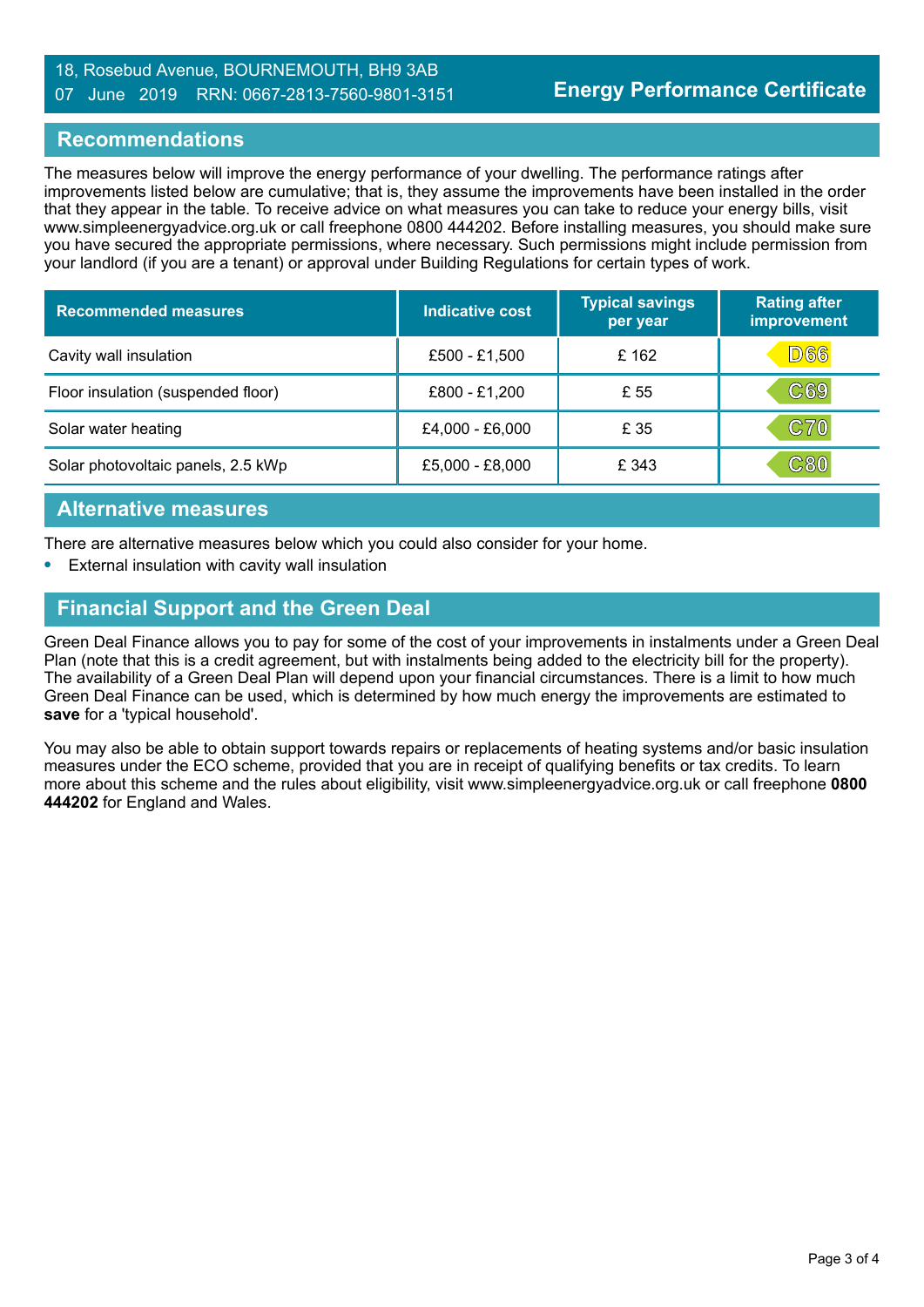18, Rosebud Avenue, BOURNEMOUTH, BH9 3AB
07 June 2019 RRN: 0667-2813-7560-9801-3151

**Energy Performance Certificate**

## Recommendations

The measures below will improve the energy performance of your dwelling. The performance ratings after improvements listed below are cumulative; that is, they assume the improvements have been installed in the order that they appear in the table. To receive advice on what measures you can take to reduce your energy bills, visit www.simpleenergyadvice.org.uk or call freephone 0800 444202. Before installing measures, you should make sure you have secured the appropriate permissions, where necessary. Such permissions might include permission from your landlord (if you are a tenant) or approval under Building Regulations for certain types of work.

| Recommended measures | Indicative cost | Typical savings per year | Rating after improvement |
|---|---|---|---|
| Cavity wall insulation | £500 - £1,500 | £ 162 | D66 |
| Floor insulation (suspended floor) | £800 - £1,200 | £ 55 | C69 |
| Solar water heating | £4,000 - £6,000 | £ 35 | C70 |
| Solar photovoltaic panels, 2.5 kWp | £5,000 - £8,000 | £ 343 | C80 |

## Alternative measures

There are alternative measures below which you could also consider for your home.

- External insulation with cavity wall insulation

## Financial Support and the Green Deal

Green Deal Finance allows you to pay for some of the cost of your improvements in instalments under a Green Deal Plan (note that this is a credit agreement, but with instalments being added to the electricity bill for the property). The availability of a Green Deal Plan will depend upon your financial circumstances. There is a limit to how much Green Deal Finance can be used, which is determined by how much energy the improvements are estimated to **save** for a 'typical household'.

You may also be able to obtain support towards repairs or replacements of heating systems and/or basic insulation measures under the ECO scheme, provided that you are in receipt of qualifying benefits or tax credits. To learn more about this scheme and the rules about eligibility, visit www.simpleenergyadvice.org.uk or call freephone **0800 444202** for England and Wales.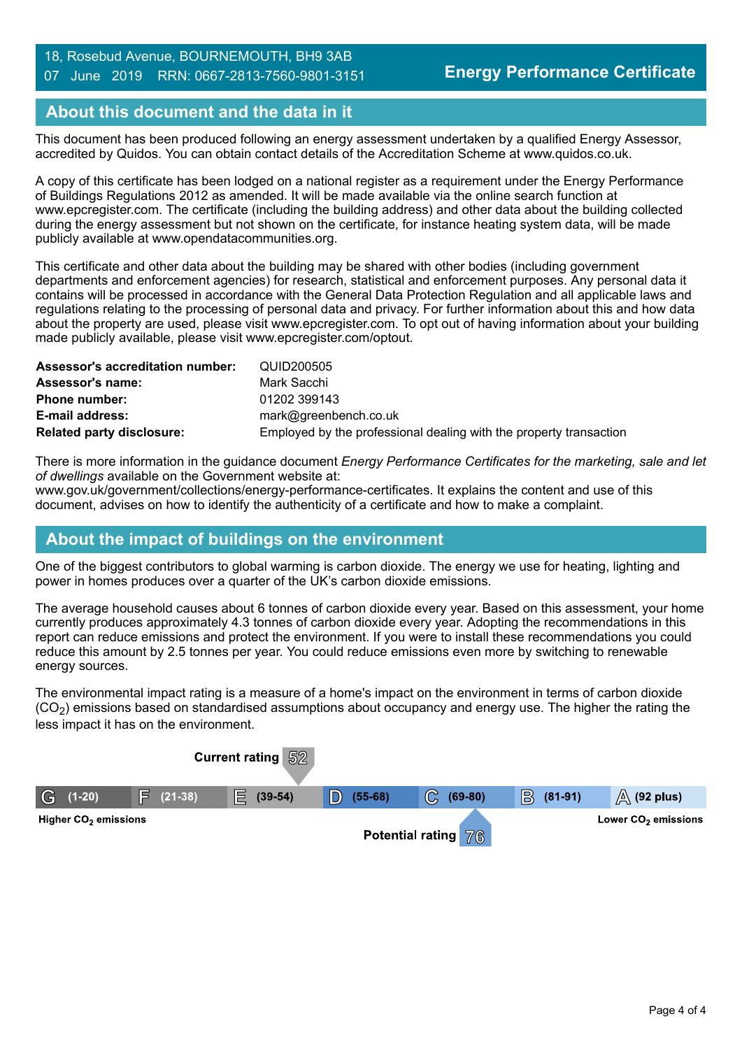18, Rosebud Avenue, BOURNEMOUTH, BH9 3AB
07 June 2019 RRN: 0667-2813-7560-9801-3151

**Energy Performance Certificate**

## About this document and the data in it

This document has been produced following an energy assessment undertaken by a qualified Energy Assessor, accredited by Quidos. You can obtain contact details of the Accreditation Scheme at www.quidos.co.uk.

A copy of this certificate has been lodged on a national register as a requirement under the Energy Performance of Buildings Regulations 2012 as amended. It will be made available via the online search function at www.epcregister.com. The certificate (including the building address) and other data about the building collected during the energy assessment but not shown on the certificate, for instance heating system data, will be made publicly available at www.opendatacommunities.org.

This certificate and other data about the building may be shared with other bodies (including government departments and enforcement agencies) for research, statistical and enforcement purposes. Any personal data it contains will be processed in accordance with the General Data Protection Regulation and all applicable laws and regulations relating to the processing of personal data and privacy. For further information about this and how data about the property are used, please visit www.epcregister.com. To opt out of having information about your building made publicly available, please visit www.epcregister.com/optout.

| | |
|---|---|
| **Assessor's accreditation number:** | QUID200505 |
| **Assessor's name:** | Mark Sacchi |
| **Phone number:** | 01202 399143 |
| **E-mail address:** | mark@greenbench.co.uk |
| **Related party disclosure:** | Employed by the professional dealing with the property transaction |

There is more information in the guidance document *Energy Performance Certificates for the marketing, sale and let of dwellings* available on the Government website at: www.gov.uk/government/collections/energy-performance-certificates. It explains the content and use of this document, advises on how to identify the authenticity of a certificate and how to make a complaint.

## About the impact of buildings on the environment

One of the biggest contributors to global warming is carbon dioxide. The energy we use for heating, lighting and power in homes produces over a quarter of the UK's carbon dioxide emissions.

The average household causes about 6 tonnes of carbon dioxide every year. Based on this assessment, your home currently produces approximately 4.3 tonnes of carbon dioxide every year. Adopting the recommendations in this report can reduce emissions and protect the environment. If you were to install these recommendations you could reduce this amount by 2.5 tonnes per year. You could reduce emissions even more by switching to renewable energy sources.

The environmental impact rating is a measure of a home's impact on the environment in terms of carbon dioxide ($CO_2$) emissions based on standardised assumptions about occupancy and energy use. The higher the rating the less impact it has on the environment.

Current rating 52

G (1-20) F (21-38) E (39-54) D (55-68) C (69-80) B (81-91) A (92 plus)

Higher $CO_2$ emissions

Lower $CO_2$ emissions

Potential rating 76